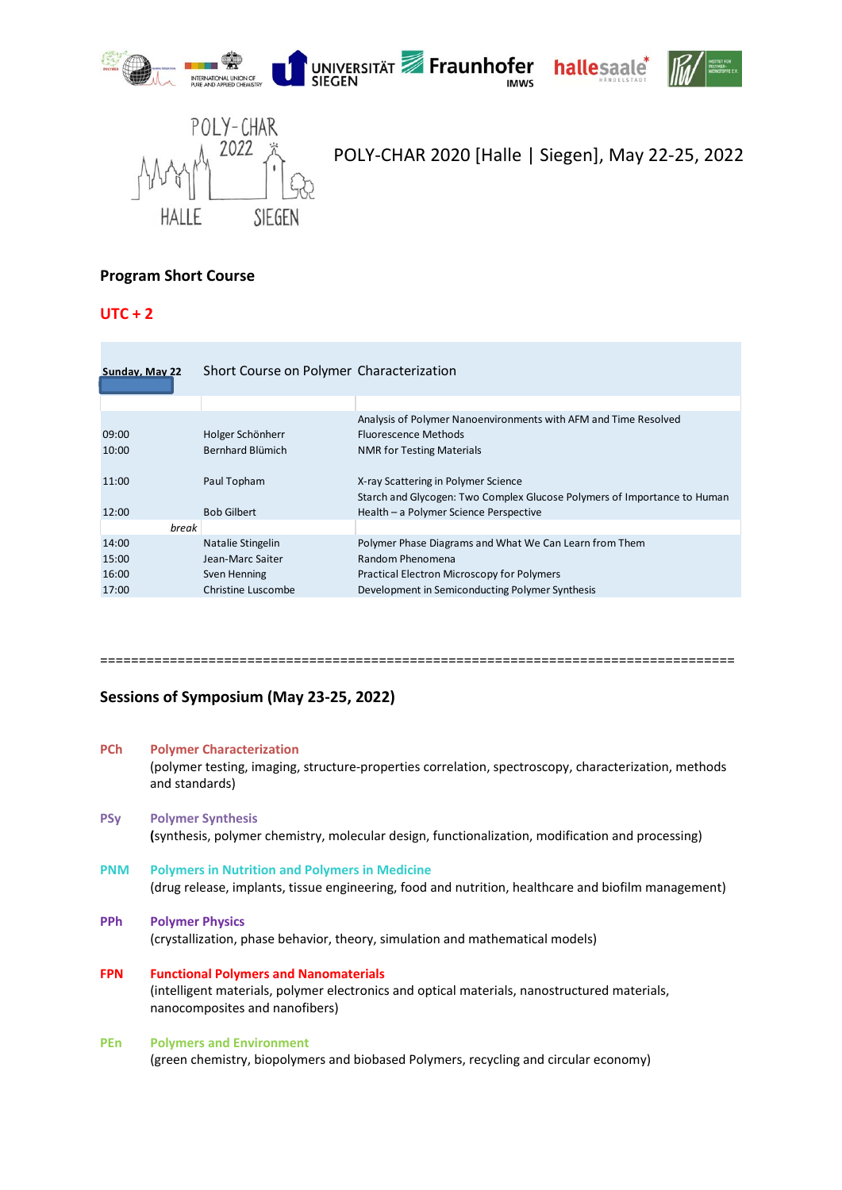POLY-CHAR 2020 [Halle | Siegen], May 22-25, 2022

**Program Short Course**

**UTC + 2**

| Sunday, May 22 | Short Course on Polymer Characterization | |
|---|---|---|
| | | |
| 09:00 | Holger Schönherr | Analysis of Polymer Nanoenvironments with AFM and Time Resolved Fluorescence Methods |
| 10:00 | Bernhard Blümich | NMR for Testing Materials |
| 11:00 | Paul Topham | X-ray Scattering in Polymer Science |
| 12:00 | Bob Gilbert | Starch and Glycogen: Two Complex Glucose Polymers of Importance to Human Health – a Polymer Science Perspective |
| *break* | | |
| 14:00 | Natalie Stingelin | Polymer Phase Diagrams and What We Can Learn from Them |
| 15:00 | Jean-Marc Saiter | Random Phenomena |
| 16:00 | Sven Henning | Practical Electron Microscopy for Polymers |
| 17:00 | Christine Luscombe | Development in Semiconducting Polymer Synthesis |

================================================================================

**Sessions of Symposium (May 23-25, 2022)**

**PCh** **Polymer Characterization**
(polymer testing, imaging, structure-properties correlation, spectroscopy, characterization, methods and standards)

**PSy** **Polymer Synthesis**
**(**synthesis, polymer chemistry, molecular design, functionalization, modification and processing)

**PNM** **Polymers in Nutrition and Polymers in Medicine**
(drug release, implants, tissue engineering, food and nutrition, healthcare and biofilm management)

**PPh** **Polymer Physics**
(crystallization, phase behavior, theory, simulation and mathematical models)

**FPN** **Functional Polymers and Nanomaterials**
(intelligent materials, polymer electronics and optical materials, nanostructured materials, nanocomposites and nanofibers)

**PEn** **Polymers and Environment**
(green chemistry, biopolymers and biobased Polymers, recycling and circular economy)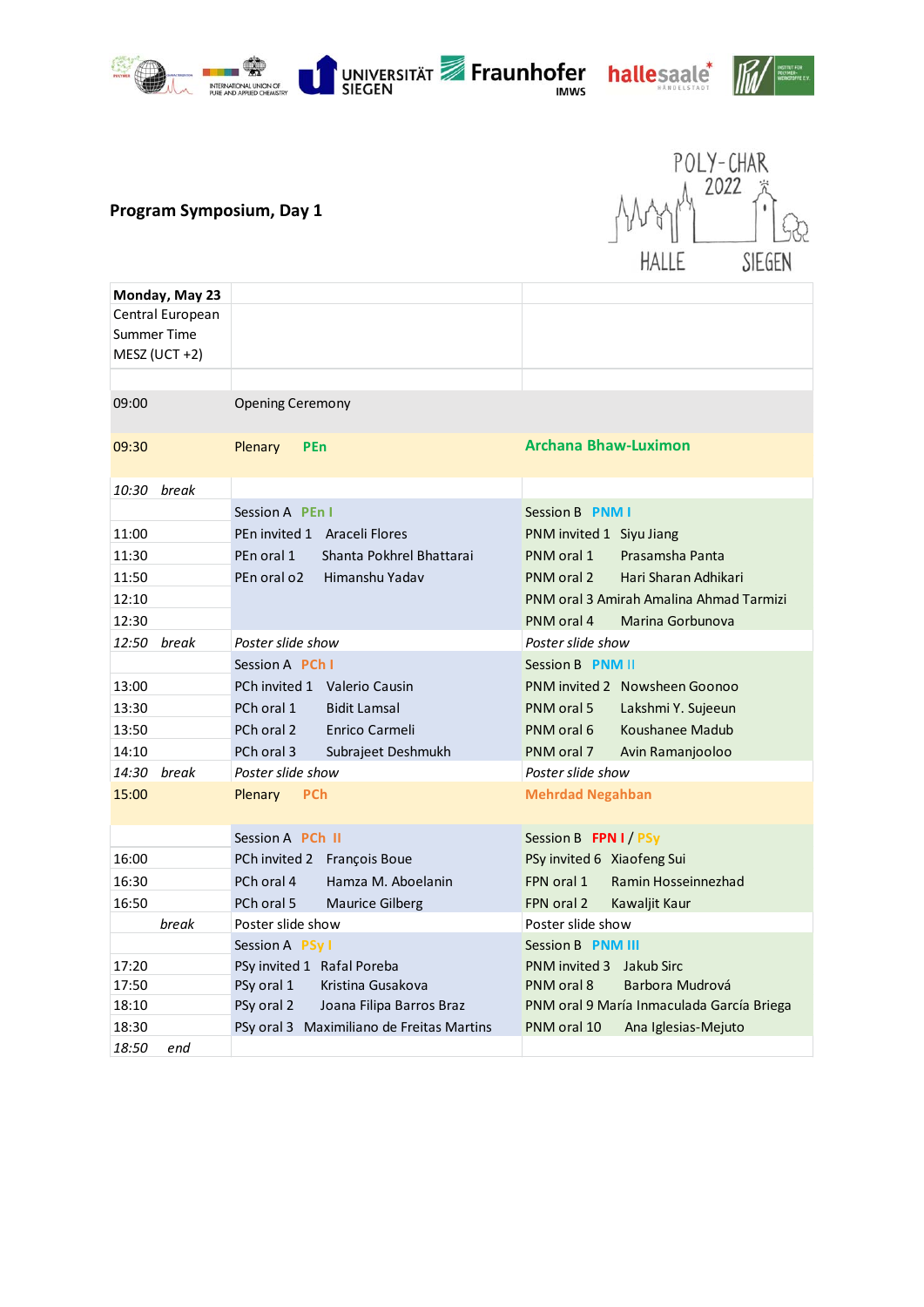## Program Symposium, Day 1

POLY-CHAR 2022

HALLE SIEGEN

| Monday, May 23<br>Central European Summer Time MESZ (UCT +2) | | |
|---|---|---|
| | | |
| 09:00 | Opening Ceremony | |
| 09:30 | Plenary PEn | **Archana Bhaw-Luximon** |
| *10:30 break* | | |
| | Session A PEn I | Session B PNM I |
| 11:00 | PEn invited 1 Araceli Flores | PNM invited 1 Siyu Jiang |
| 11:30 | PEn oral 1 Shanta Pokhrel Bhattarai | PNM oral 1 Prasamsha Panta |
| 11:50 | PEn oral o2 Himanshu Yadav | PNM oral 2 Hari Sharan Adhikari |
| 12:10 | | PNM oral 3 Amirah Amalina Ahmad Tarmizi |
| 12:30 | | PNM oral 4 Marina Gorbunova |
| *12:50 break* | *Poster slide show* | *Poster slide show* |
| | Session A PCh I | Session B PNM II |
| 13:00 | PCh invited 1 Valerio Causin | PNM invited 2 Nowsheen Goonoo |
| 13:30 | PCh oral 1 Bidit Lamsal | PNM oral 5 Lakshmi Y. Sujeeun |
| 13:50 | PCh oral 2 Enrico Carmeli | PNM oral 6 Koushanee Madub |
| 14:10 | PCh oral 3 Subrajeet Deshmukh | PNM oral 7 Avin Ramanjooloo |
| *14:30 break* | *Poster slide show* | *Poster slide show* |
| 15:00 | Plenary PCh | **Mehrdad Negahban** |
| | Session A PCh II | Session B FPN I / PSy |
| 16:00 | PCh invited 2 François Boue | PSy invited 6 Xiaofeng Sui |
| 16:30 | PCh oral 4 Hamza M. Aboelanin | FPN oral 1 Ramin Hosseinnezhad |
| 16:50 | PCh oral 5 Maurice Gilberg | FPN oral 2 Kawaljit Kaur |
| break | Poster slide show | Poster slide show |
| | Session A PSy I | Session B PNM III |
| 17:20 | PSy invited 1 Rafal Poreba | PNM invited 3 Jakub Sirc |
| 17:50 | PSy oral 1 Kristina Gusakova | PNM oral 8 Barbora Mudrová |
| 18:10 | PSy oral 2 Joana Filipa Barros Braz | PNM oral 9 María Inmaculada García Briega |
| 18:30 | PSy oral 3 Maximiliano de Freitas Martins | PNM oral 10 Ana Iglesias-Mejuto |
| *18:50 end* | | |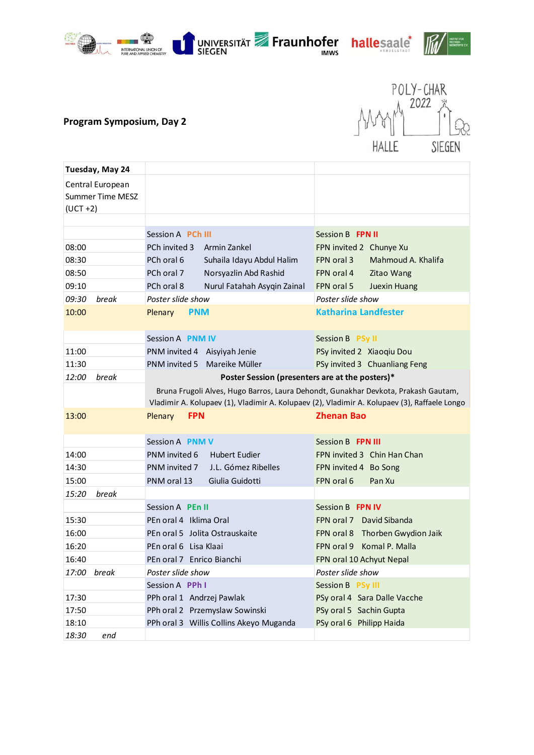**Program Symposium, Day 2**

POLY-CHAR 2022 HALLE SIEGEN

| Tuesday, May 24 | | |
|---|---|---|
| Central European Summer Time MESZ (UCT +2) | | |
| | | |
| | Session A PCh III | Session B FPN II |
| 08:00 | PCh invited 3 Armin Zankel | FPN invited 2 Chunye Xu |
| 08:30 | PCh oral 6 Suhaila Idayu Abdul Halim | FPN oral 3 Mahmoud A. Khalifa |
| 08:50 | PCh oral 7 Norsyazlin Abd Rashid | FPN oral 4 Zitao Wang |
| 09:10 | PCh oral 8 Nurul Fatahah Asyqin Zainal | FPN oral 5 Juexin Huang |
| *09:30 break* | *Poster slide show* | *Poster slide show* |
| 10:00 | Plenary **PNM** | **Katharina Landfester** |
| | Session A PNM IV | Session B PSy II |
| 11:00 | PNM invited 4 Aisyiyah Jenie | PSy invited 2 Xiaoqiu Dou |
| 11:30 | PNM invited 5 Mareike Müller | PSy invited 3 Chuanliang Feng |
| *12:00 break* | **Poster Session (presenters are at the posters)*** | |
| | Bruna Frugoli Alves, Hugo Barros, Laura Dehondt, Gunakhar Devkota, Prakash Gautam, Vladimir A. Kolupaev (1), Vladimir A. Kolupaev (2), Vladimir A. Kolupaev (3), Raffaele Longo | |
| 13:00 | Plenary **FPN** | **Zhenan Bao** |
| | Session A PNM V | Session B FPN III |
| 14:00 | PNM invited 6 Hubert Eudier | FPN invited 3 Chin Han Chan |
| 14:30 | PNM invited 7 J.L. Gómez Ribelles | FPN invited 4 Bo Song |
| 15:00 | PNM oral 13 Giulia Guidotti | FPN oral 6 Pan Xu |
| *15:20 break* | | |
| | Session A PEn II | Session B FPN IV |
| 15:30 | PEn oral 4 Iklima Oral | FPN oral 7 David Sibanda |
| 16:00 | PEn oral 5 Jolita Ostrauskaite | FPN oral 8 Thorben Gwydion Jaik |
| 16:20 | PEn oral 6 Lisa Klaai | FPN oral 9 Komal P. Malla |
| 16:40 | PEn oral 7 Enrico Bianchi | FPN oral 10 Achyut Nepal |
| *17:00 break* | *Poster slide show* | *Poster slide show* |
| | Session A PPh I | Session B PSy III |
| 17:30 | PPh oral 1 Andrzej Pawlak | PSy oral 4 Sara Dalle Vacche |
| 17:50 | PPh oral 2 Przemyslaw Sowinski | PSy oral 5 Sachin Gupta |
| 18:10 | PPh oral 3 Willis Collins Akeyo Muganda | PSy oral 6 Philipp Haida |
| *18:30 end* | | |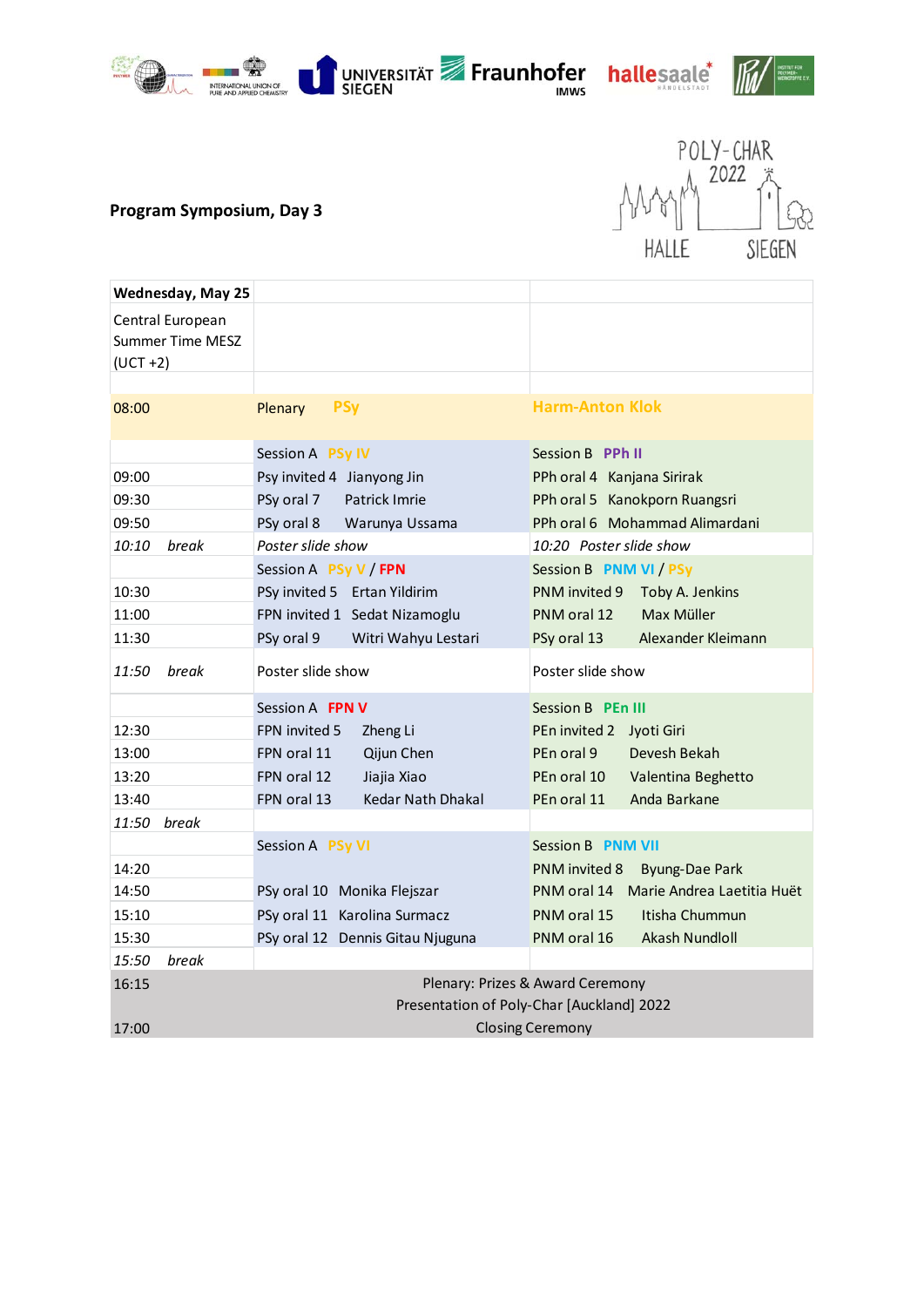**Program Symposium, Day 3**

POLY-CHAR 2022 HALLE SIEGEN

| Wednesday, May 25 | | |
|---|---|---|
| Central European Summer Time MESZ (UCT +2) | | |
| | | |
| 08:00 | Plenary PSy | Harm-Anton Klok |
| | Session A PSy IV | Session B PPh II |
| 09:00 | Psy invited 4 Jianyong Jin | PPh oral 4 Kanjana Sirirak |
| 09:30 | PSy oral 7 Patrick Imrie | PPh oral 5 Kanokporn Ruangsri |
| 09:50 | PSy oral 8 Warunya Ussama | PPh oral 6 Mohammad Alimardani |
| *10:10 break* | *Poster slide show* | *10:20 Poster slide show* |
| | Session A PSy V / FPN | Session B PNM VI / PSy |
| 10:30 | PSy invited 5 Ertan Yildirim | PNM invited 9 Toby A. Jenkins |
| 11:00 | FPN invited 1 Sedat Nizamoglu | PNM oral 12 Max Müller |
| 11:30 | PSy oral 9 Witri Wahyu Lestari | PSy oral 13 Alexander Kleimann |
| *11:50 break* | Poster slide show | Poster slide show |
| | Session A FPN V | Session B PEn III |
| 12:30 | FPN invited 5 Zheng Li | PEn invited 2 Jyoti Giri |
| 13:00 | FPN oral 11 Qijun Chen | PEn oral 9 Devesh Bekah |
| 13:20 | FPN oral 12 Jiajia Xiao | PEn oral 10 Valentina Beghetto |
| 13:40 | FPN oral 13 Kedar Nath Dhakal | PEn oral 11 Anda Barkane |
| *11:50 break* | | |
| | Session A PSy VI | Session B PNM VII |
| 14:20 | | PNM invited 8 Byung-Dae Park |
| 14:50 | PSy oral 10 Monika Flejszar | PNM oral 14 Marie Andrea Laetitia Huët |
| 15:10 | PSy oral 11 Karolina Surmacz | PNM oral 15 Itisha Chummun |
| 15:30 | PSy oral 12 Dennis Gitau Njuguna | PNM oral 16 Akash Nundloll |
| *15:50 break* | | |
| 16:15 | Plenary: Prizes & Award Ceremony<br>Presentation of Poly-Char [Auckland] 2022 | |
| 17:00 | Closing Ceremony | |